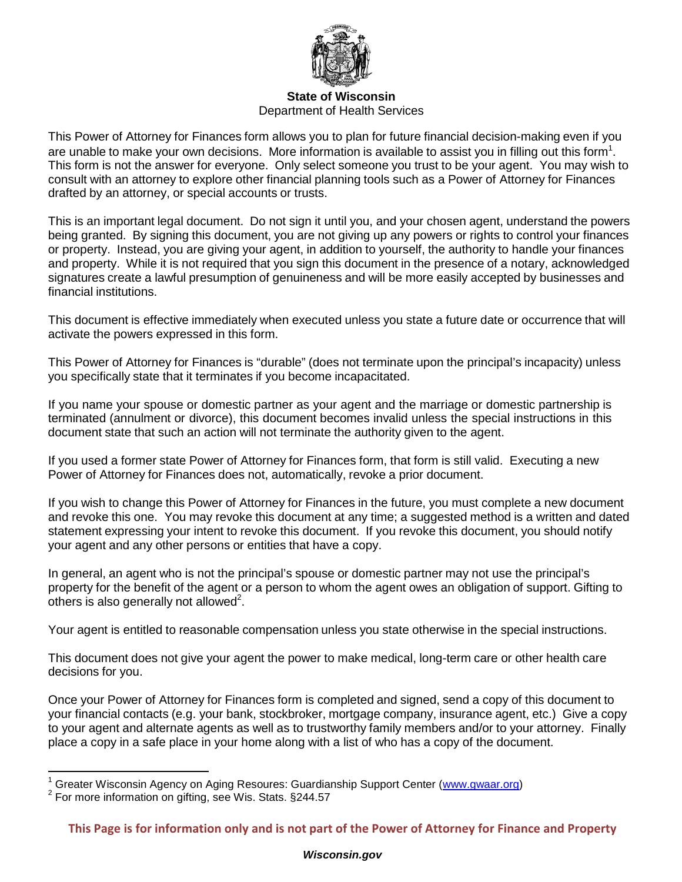**State of Wisconsin**
Department of Health Services

This Power of Attorney for Finances form allows you to plan for future financial decision-making even if you are unable to make your own decisions. More information is available to assist you in filling out this form[1]. This form is not the answer for everyone. Only select someone you trust to be your agent. You may wish to consult with an attorney to explore other financial planning tools such as a Power of Attorney for Finances drafted by an attorney, or special accounts or trusts.

This is an important legal document. Do not sign it until you, and your chosen agent, understand the powers being granted. By signing this document, you are not giving up any powers or rights to control your finances or property. Instead, you are giving your agent, in addition to yourself, the authority to handle your finances and property. While it is not required that you sign this document in the presence of a notary, acknowledged signatures create a lawful presumption of genuineness and will be more easily accepted by businesses and financial institutions.

This document is effective immediately when executed unless you state a future date or occurrence that will activate the powers expressed in this form.

This Power of Attorney for Finances is "durable" (does not terminate upon the principal's incapacity) unless you specifically state that it terminates if you become incapacitated.

If you name your spouse or domestic partner as your agent and the marriage or domestic partnership is terminated (annulment or divorce), this document becomes invalid unless the special instructions in this document state that such an action will not terminate the authority given to the agent.

If you used a former state Power of Attorney for Finances form, that form is still valid. Executing a new Power of Attorney for Finances does not, automatically, revoke a prior document.

If you wish to change this Power of Attorney for Finances in the future, you must complete a new document and revoke this one. You may revoke this document at any time; a suggested method is a written and dated statement expressing your intent to revoke this document. If you revoke this document, you should notify your agent and any other persons or entities that have a copy.

In general, an agent who is not the principal's spouse or domestic partner may not use the principal's property for the benefit of the agent or a person to whom the agent owes an obligation of support. Gifting to others is also generally not allowed[2].

Your agent is entitled to reasonable compensation unless you state otherwise in the special instructions.

This document does not give your agent the power to make medical, long-term care or other health care decisions for you.

Once your Power of Attorney for Finances form is completed and signed, send a copy of this document to your financial contacts (e.g. your bank, stockbroker, mortgage company, insurance agent, etc.) Give a copy to your agent and alternate agents as well as to trustworthy family members and/or to your attorney. Finally place a copy in a safe place in your home along with a list of who has a copy of the document.

---

[1] Greater Wisconsin Agency on Aging Resoures: Guardianship Support Center (www.gwaar.org)
[2] For more information on gifting, see Wis. Stats. §244.57

**This Page is for information only and is not part of the Power of Attorney for Finance and Property**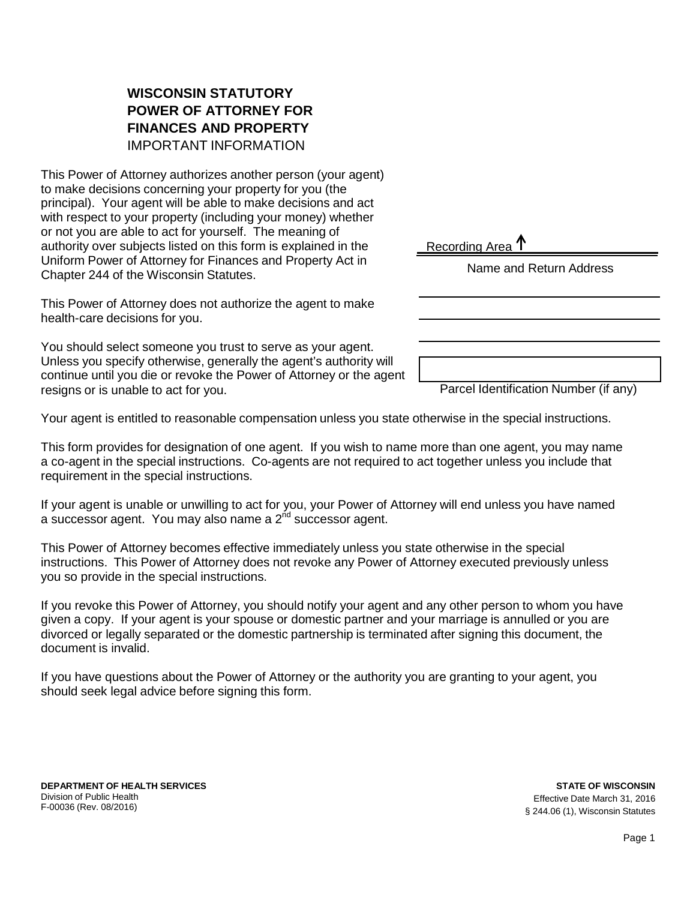# WISCONSIN STATUTORY POWER OF ATTORNEY FOR FINANCES AND PROPERTY

IMPORTANT INFORMATION

This Power of Attorney authorizes another person (your agent) to make decisions concerning your property for you (the principal). Your agent will be able to make decisions and act with respect to your property (including your money) whether or not you are able to act for yourself. The meaning of authority over subjects listed on this form is explained in the Uniform Power of Attorney for Finances and Property Act in Chapter 244 of the Wisconsin Statutes.

This Power of Attorney does not authorize the agent to make health-care decisions for you.

You should select someone you trust to serve as your agent. Unless you specify otherwise, generally the agent's authority will continue until you die or revoke the Power of Attorney or the agent resigns or is unable to act for you.

Recording Area ↑

Name and Return Address

\_\_\_\_\_\_\_\_\_\_\_\_\_\_\_\_\_\_\_\_\_\_\_\_\_\_\_\_\_\_

\_\_\_\_\_\_\_\_\_\_\_\_\_\_\_\_\_\_\_\_\_\_\_\_\_\_\_\_\_\_

\_\_\_\_\_\_\_\_\_\_\_\_\_\_\_\_\_\_\_\_\_\_\_\_\_\_\_\_\_\_

Parcel Identification Number (if any)

Your agent is entitled to reasonable compensation unless you state otherwise in the special instructions.

This form provides for designation of one agent. If you wish to name more than one agent, you may name a co-agent in the special instructions. Co-agents are not required to act together unless you include that requirement in the special instructions.

If your agent is unable or unwilling to act for you, your Power of Attorney will end unless you have named a successor agent. You may also name a 2nd successor agent.

This Power of Attorney becomes effective immediately unless you state otherwise in the special instructions. This Power of Attorney does not revoke any Power of Attorney executed previously unless you so provide in the special instructions.

If you revoke this Power of Attorney, you should notify your agent and any other person to whom you have given a copy. If your agent is your spouse or domestic partner and your marriage is annulled or you are divorced or legally separated or the domestic partnership is terminated after signing this document, the document is invalid.

If you have questions about the Power of Attorney or the authority you are granting to your agent, you should seek legal advice before signing this form.

**DEPARTMENT OF HEALTH SERVICES**
Division of Public Health
F-00036 (Rev. 08/2016)

**STATE OF WISCONSIN**
Effective Date March 31, 2016
§ 244.06 (1), Wisconsin Statutes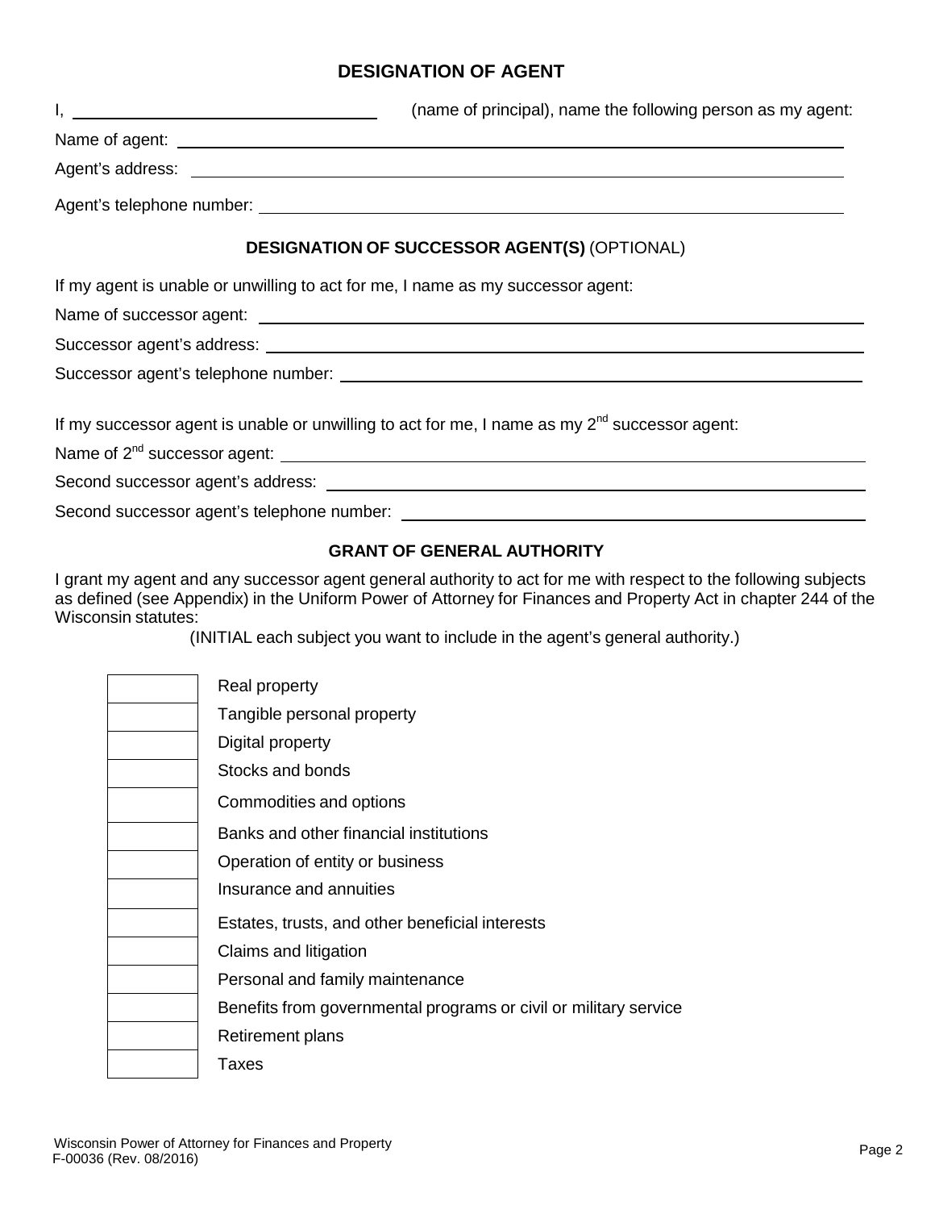## DESIGNATION OF AGENT

I, ______________________________ (name of principal), name the following person as my agent:

Name of agent: ______________________________

Agent's address: ______________________________

Agent's telephone number: ______________________________

## DESIGNATION OF SUCCESSOR AGENT(S) (OPTIONAL)

If my agent is unable or unwilling to act for me, I name as my successor agent:

Name of successor agent: ______________________________

Successor agent's address: ______________________________

Successor agent's telephone number: ______________________________

If my successor agent is unable or unwilling to act for me, I name as my 2nd successor agent:

Name of 2nd successor agent: ______________________________

Second successor agent's address: ______________________________

Second successor agent's telephone number: ______________________________

## GRANT OF GENERAL AUTHORITY

I grant my agent and any successor agent general authority to act for me with respect to the following subjects as defined (see Appendix) in the Uniform Power of Attorney for Finances and Property Act in chapter 244 of the Wisconsin statutes:

(INITIAL each subject you want to include in the agent's general authority.)

| Initials | Subject |
| --- | --- |
| | Real property |
| | Tangible personal property |
| | Digital property |
| | Stocks and bonds |
| | Commodities and options |
| | Banks and other financial institutions |
| | Operation of entity or business |
| | Insurance and annuities |
| | Estates, trusts, and other beneficial interests |
| | Claims and litigation |
| | Personal and family maintenance |
| | Benefits from governmental programs or civil or military service |
| | Retirement plans |
| | Taxes |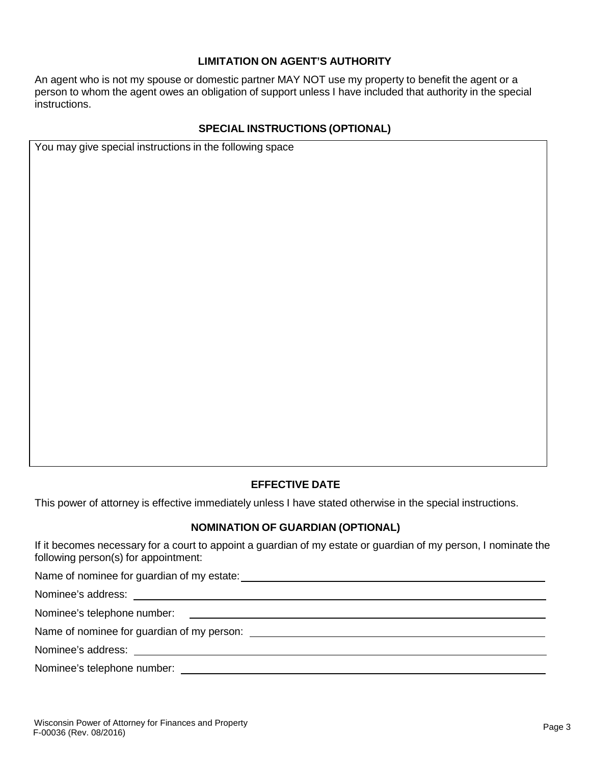## LIMITATION ON AGENT'S AUTHORITY

An agent who is not my spouse or domestic partner MAY NOT use my property to benefit the agent or a person to whom the agent owes an obligation of support unless I have included that authority in the special instructions.

## SPECIAL INSTRUCTIONS (OPTIONAL)

You may give special instructions in the following space

## EFFECTIVE DATE

This power of attorney is effective immediately unless I have stated otherwise in the special instructions.

## NOMINATION OF GUARDIAN (OPTIONAL)

If it becomes necessary for a court to appoint a guardian of my estate or guardian of my person, I nominate the following person(s) for appointment:

Name of nominee for guardian of my estate: \_\_\_\_\_\_\_\_\_\_\_\_\_\_\_\_\_\_\_\_\_\_\_\_\_\_\_\_\_\_

Nominee's address: \_\_\_\_\_\_\_\_\_\_\_\_\_\_\_\_\_\_\_\_\_\_\_\_\_\_\_\_\_\_

Nominee's telephone number: \_\_\_\_\_\_\_\_\_\_\_\_\_\_\_\_\_\_\_\_\_\_\_\_\_\_\_\_\_\_

Name of nominee for guardian of my person: \_\_\_\_\_\_\_\_\_\_\_\_\_\_\_\_\_\_\_\_\_\_\_\_\_\_\_\_\_\_

Nominee's address: \_\_\_\_\_\_\_\_\_\_\_\_\_\_\_\_\_\_\_\_\_\_\_\_\_\_\_\_\_\_

Nominee's telephone number: \_\_\_\_\_\_\_\_\_\_\_\_\_\_\_\_\_\_\_\_\_\_\_\_\_\_\_\_\_\_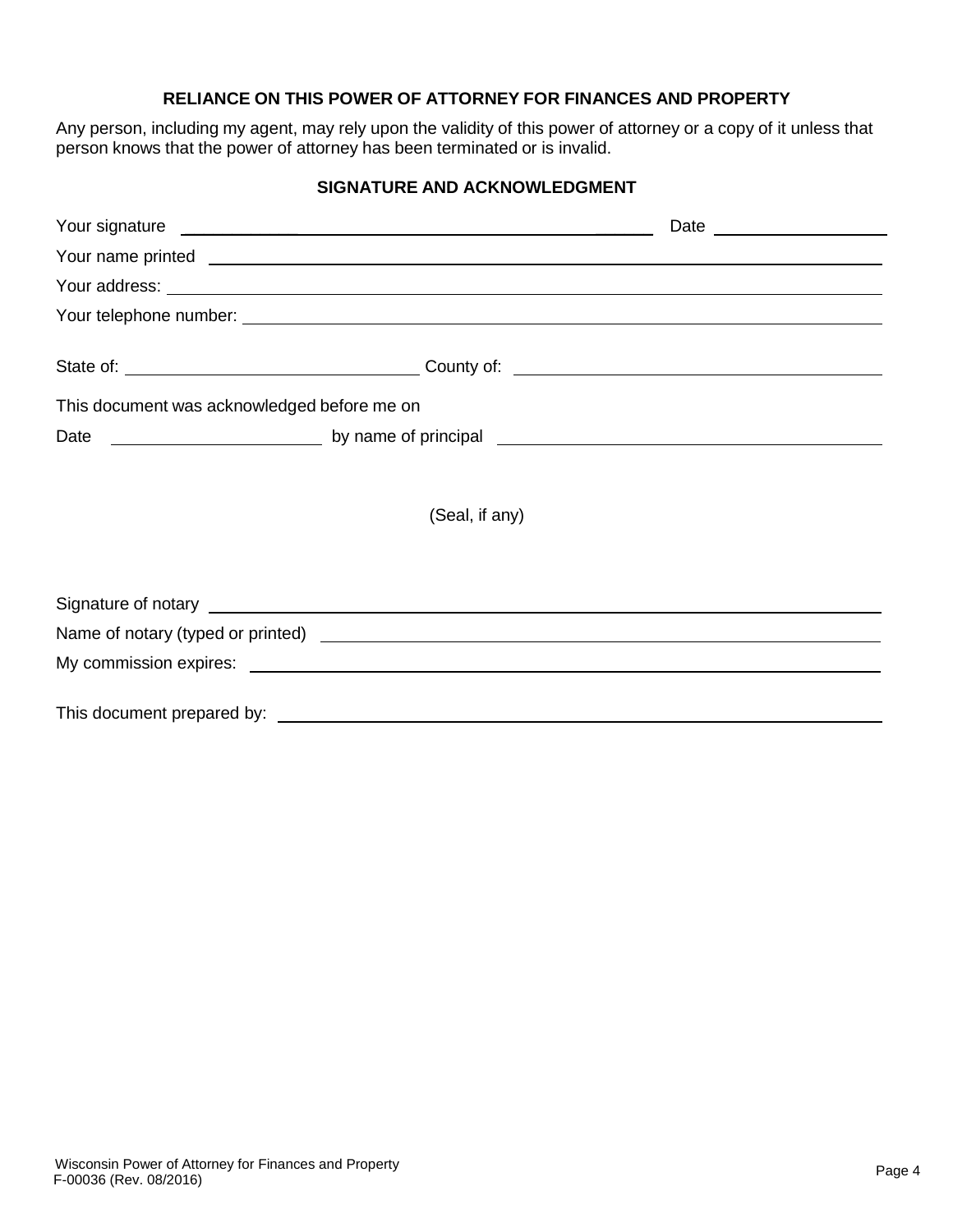## RELIANCE ON THIS POWER OF ATTORNEY FOR FINANCES AND PROPERTY

Any person, including my agent, may rely upon the validity of this power of attorney or a copy of it unless that person knows that the power of attorney has been terminated or is invalid.

## SIGNATURE AND ACKNOWLEDGMENT

Your signature ______________________________________________ Date ________________

Your name printed ____________________________________________________________

Your address: ________________________________________________________________

Your telephone number: ________________________________________________________

State of: ___________________________ County of: __________________________________

This document was acknowledged before me on

Date ____________________ by name of principal ____________________________________

(Seal, if any)

Signature of notary ____________________________________________________________

Name of notary (typed or printed) _______________________________________________

My commission expires: ________________________________________________________

This document prepared by: _____________________________________________________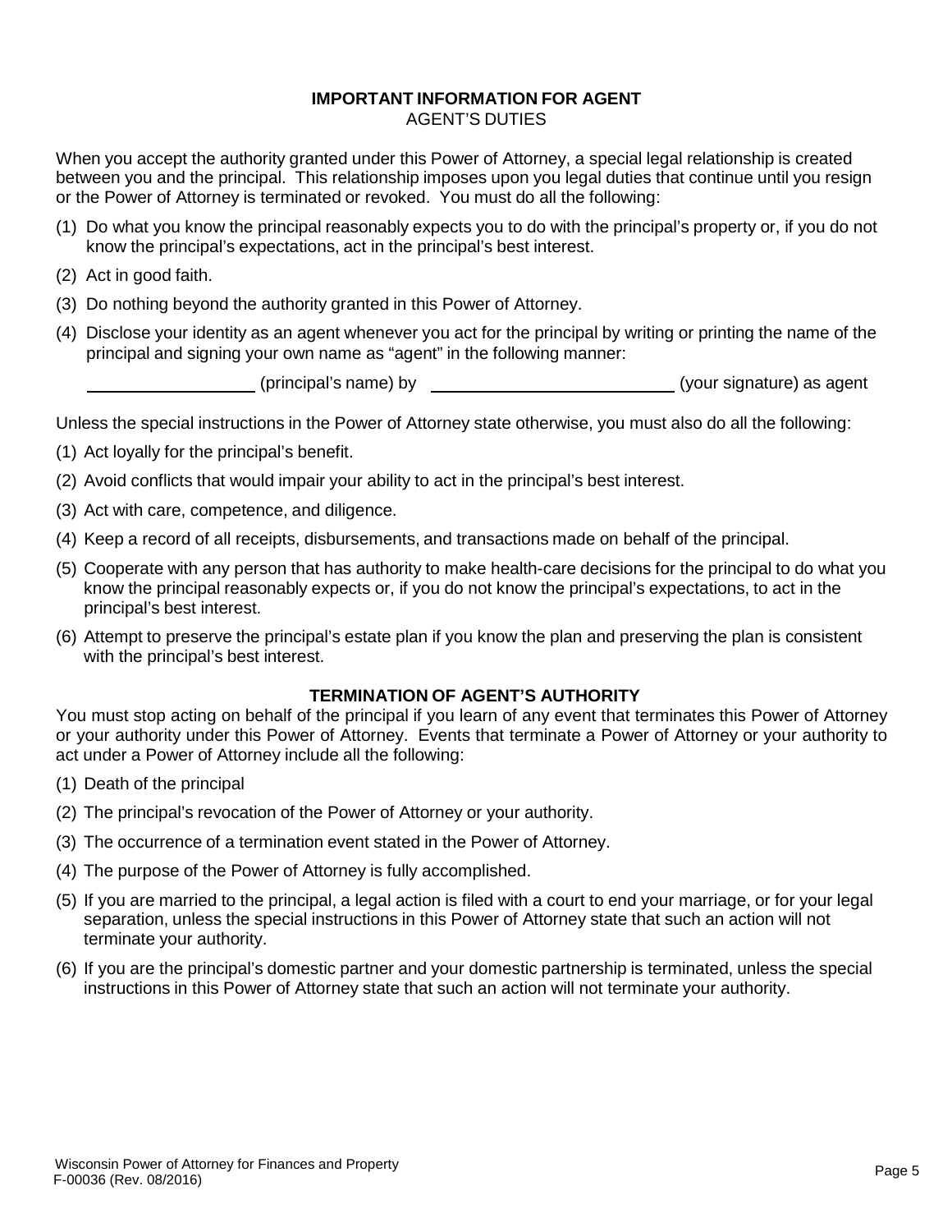## IMPORTANT INFORMATION FOR AGENT

AGENT'S DUTIES

When you accept the authority granted under this Power of Attorney, a special legal relationship is created between you and the principal. This relationship imposes upon you legal duties that continue until you resign or the Power of Attorney is terminated or revoked. You must do all the following:

(1) Do what you know the principal reasonably expects you to do with the principal's property or, if you do not know the principal's expectations, act in the principal's best interest.

(2) Act in good faith.

(3) Do nothing beyond the authority granted in this Power of Attorney.

(4) Disclose your identity as an agent whenever you act for the principal by writing or printing the name of the principal and signing your own name as "agent" in the following manner:

\_\_\_\_\_\_\_\_\_\_\_\_\_\_\_\_\_\_ (principal's name) by \_\_\_\_\_\_\_\_\_\_\_\_\_\_\_\_\_\_\_\_\_\_\_\_\_\_ (your signature) as agent

Unless the special instructions in the Power of Attorney state otherwise, you must also do all the following:

(1) Act loyally for the principal's benefit.

(2) Avoid conflicts that would impair your ability to act in the principal's best interest.

(3) Act with care, competence, and diligence.

(4) Keep a record of all receipts, disbursements, and transactions made on behalf of the principal.

(5) Cooperate with any person that has authority to make health-care decisions for the principal to do what you know the principal reasonably expects or, if you do not know the principal's expectations, to act in the principal's best interest.

(6) Attempt to preserve the principal's estate plan if you know the plan and preserving the plan is consistent with the principal's best interest.

## TERMINATION OF AGENT'S AUTHORITY

You must stop acting on behalf of the principal if you learn of any event that terminates this Power of Attorney or your authority under this Power of Attorney. Events that terminate a Power of Attorney or your authority to act under a Power of Attorney include all the following:

(1) Death of the principal

(2) The principal's revocation of the Power of Attorney or your authority.

(3) The occurrence of a termination event stated in the Power of Attorney.

(4) The purpose of the Power of Attorney is fully accomplished.

(5) If you are married to the principal, a legal action is filed with a court to end your marriage, or for your legal separation, unless the special instructions in this Power of Attorney state that such an action will not terminate your authority.

(6) If you are the principal's domestic partner and your domestic partnership is terminated, unless the special instructions in this Power of Attorney state that such an action will not terminate your authority.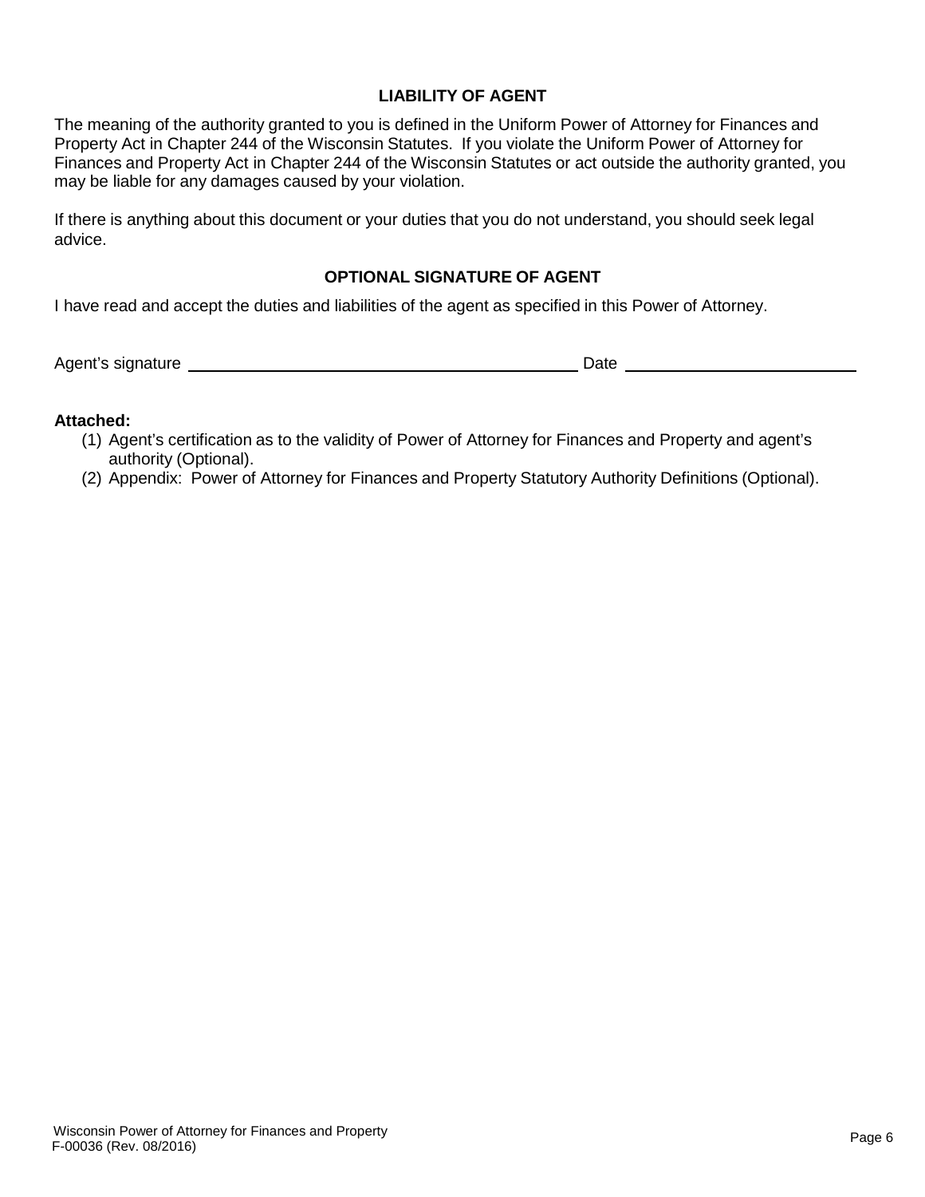## LIABILITY OF AGENT

The meaning of the authority granted to you is defined in the Uniform Power of Attorney for Finances and Property Act in Chapter 244 of the Wisconsin Statutes. If you violate the Uniform Power of Attorney for Finances and Property Act in Chapter 244 of the Wisconsin Statutes or act outside the authority granted, you may be liable for any damages caused by your violation.

If there is anything about this document or your duties that you do not understand, you should seek legal advice.

## OPTIONAL SIGNATURE OF AGENT

I have read and accept the duties and liabilities of the agent as specified in this Power of Attorney.

Agent's signature ______________________________ Date ____________________

**Attached:**

(1) Agent's certification as to the validity of Power of Attorney for Finances and Property and agent's authority (Optional).

(2) Appendix: Power of Attorney for Finances and Property Statutory Authority Definitions (Optional).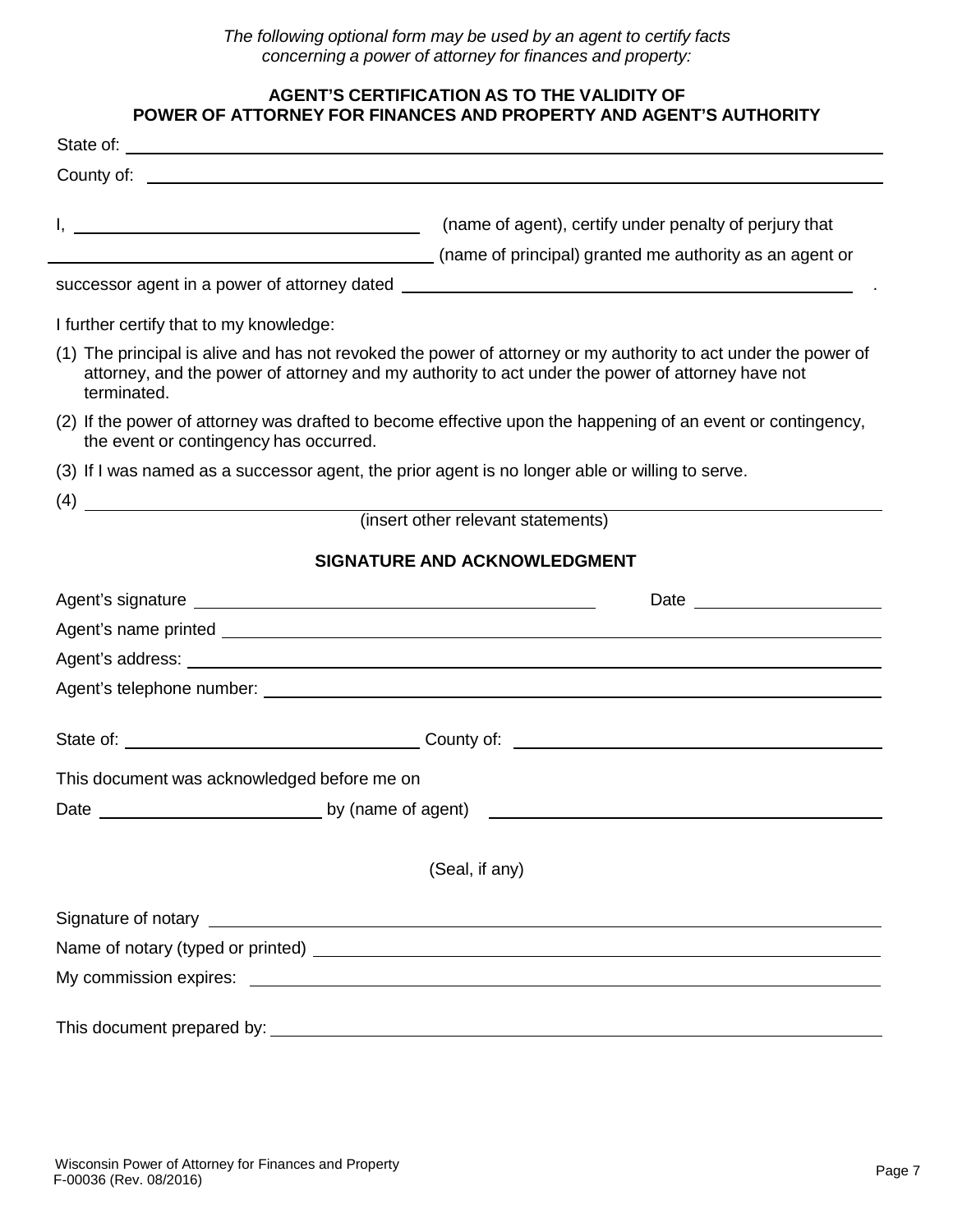*The following optional form may be used by an agent to certify facts concerning a power of attorney for finances and property:*

## AGENT'S CERTIFICATION AS TO THE VALIDITY OF POWER OF ATTORNEY FOR FINANCES AND PROPERTY AND AGENT'S AUTHORITY

State of: ____________________

County of: ____________________

I, ____________________ (name of agent), certify under penalty of perjury that ____________________ (name of principal) granted me authority as an agent or successor agent in a power of attorney dated ____________________ .

I further certify that to my knowledge:

(1) The principal is alive and has not revoked the power of attorney or my authority to act under the power of attorney, and the power of attorney and my authority to act under the power of attorney have not terminated.

(2) If the power of attorney was drafted to become effective upon the happening of an event or contingency, the event or contingency has occurred.

(3) If I was named as a successor agent, the prior agent is no longer able or willing to serve.

(4) ____________________
(insert other relevant statements)

### SIGNATURE AND ACKNOWLEDGMENT

Agent's signature ____________________ Date ____________________

Agent's name printed ____________________

Agent's address: ____________________

Agent's telephone number: ____________________

State of: ____________________ County of: ____________________

This document was acknowledged before me on

Date ____________________ by (name of agent) ____________________

(Seal, if any)

Signature of notary ____________________

Name of notary (typed or printed) ____________________

My commission expires: ____________________

This document prepared by: ____________________